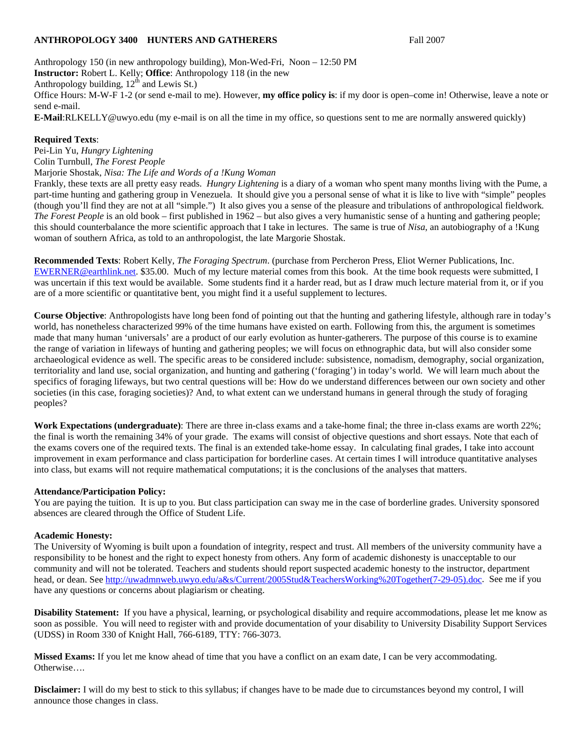**ANTHROPOLOGY 3400 HUNTERS AND GATHERERS** Fall 2007

Anthropology 150 (in new anthropology building), Mon-Wed-Fri, Noon – 12:50 PM
**Instructor:** Robert L. Kelly; **Office**: Anthropology 118 (in the new Anthropology building, 12th and Lewis St.)
Office Hours: M-W-F 1-2 (or send e-mail to me). However, **my office policy is**: if my door is open–come in! Otherwise, leave a note or send e-mail.
**E-Mail**:RLKELLY@uwyo.edu (my e-mail is on all the time in my office, so questions sent to me are normally answered quickly)

**Required Texts**:
Pei-Lin Yu, *Hungry Lightening*
Colin Turnbull, *The Forest People*
Marjorie Shostak, *Nisa: The Life and Words of a !Kung Woman*
Frankly, these texts are all pretty easy reads. *Hungry Lightening* is a diary of a woman who spent many months living with the Pume, a part-time hunting and gathering group in Venezuela. It should give you a personal sense of what it is like to live with "simple" peoples (though you'll find they are not at all "simple.") It also gives you a sense of the pleasure and tribulations of anthropological fieldwork. *The Forest People* is an old book – first published in 1962 – but also gives a very humanistic sense of a hunting and gathering people; this should counterbalance the more scientific approach that I take in lectures. The same is true of *Nisa*, an autobiography of a !Kung woman of southern Africa, as told to an anthropologist, the late Margorie Shostak.

**Recommended Texts**: Robert Kelly, *The Foraging Spectrum*. (purchase from Percheron Press, Eliot Werner Publications, Inc. EWERNER@earthlink.net. $35.00. Much of my lecture material comes from this book. At the time book requests were submitted, I was uncertain if this text would be available. Some students find it a harder read, but as I draw much lecture material from it, or if you are of a more scientific or quantitative bent, you might find it a useful supplement to lectures.

**Course Objective**: Anthropologists have long been fond of pointing out that the hunting and gathering lifestyle, although rare in today's world, has nonetheless characterized 99% of the time humans have existed on earth. Following from this, the argument is sometimes made that many human 'universals' are a product of our early evolution as hunter-gatherers. The purpose of this course is to examine the range of variation in lifeways of hunting and gathering peoples; we will focus on ethnographic data, but will also consider some archaeological evidence as well. The specific areas to be considered include: subsistence, nomadism, demography, social organization, territoriality and land use, social organization, and hunting and gathering ('foraging') in today's world. We will learn much about the specifics of foraging lifeways, but two central questions will be: How do we understand differences between our own society and other societies (in this case, foraging societies)? And, to what extent can we understand humans in general through the study of foraging peoples?

**Work Expectations (undergraduate)**: There are three in-class exams and a take-home final; the three in-class exams are worth 22%; the final is worth the remaining 34% of your grade. The exams will consist of objective questions and short essays. Note that each of the exams covers one of the required texts. The final is an extended take-home essay. In calculating final grades, I take into account improvement in exam performance and class participation for borderline cases. At certain times I will introduce quantitative analyses into class, but exams will not require mathematical computations; it is the conclusions of the analyses that matters.

**Attendance/Participation Policy:**
You are paying the tuition. It is up to you. But class participation can sway me in the case of borderline grades. University sponsored absences are cleared through the Office of Student Life.

**Academic Honesty:**
The University of Wyoming is built upon a foundation of integrity, respect and trust. All members of the university community have a responsibility to be honest and the right to expect honesty from others. Any form of academic dishonesty is unacceptable to our community and will not be tolerated. Teachers and students should report suspected academic honesty to the instructor, department head, or dean. See http://uwadmnweb.uwyo.edu/a&s/Current/2005Stud&TeachersWorking%20Together(7-29-05).doc. See me if you have any questions or concerns about plagiarism or cheating.

**Disability Statement:** If you have a physical, learning, or psychological disability and require accommodations, please let me know as soon as possible. You will need to register with and provide documentation of your disability to University Disability Support Services (UDSS) in Room 330 of Knight Hall, 766-6189, TTY: 766-3073.

**Missed Exams:** If you let me know ahead of time that you have a conflict on an exam date, I can be very accommodating. Otherwise….

**Disclaimer:** I will do my best to stick to this syllabus; if changes have to be made due to circumstances beyond my control, I will announce those changes in class.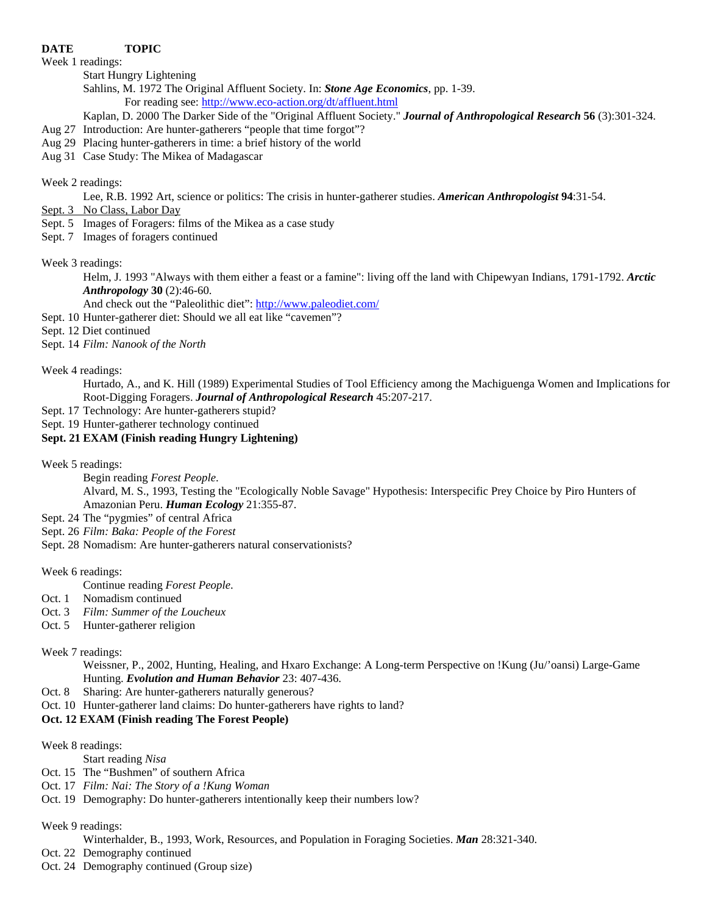**DATE TOPIC**

Week 1 readings:

- Start Hungry Lightening
- Sahlins, M. 1972 The Original Affluent Society. In: ***Stone Age Economics***, pp. 1-39.
  - For reading see: http://www.eco-action.org/dt/affluent.html
- Kaplan, D. 2000 The Darker Side of the "Original Affluent Society." ***Journal of Anthropological Research*** **56** (3):301-324.

Aug 27 Introduction: Are hunter-gatherers "people that time forgot"?
Aug 29 Placing hunter-gatherers in time: a brief history of the world
Aug 31 Case Study: The Mikea of Madagascar

Week 2 readings:

- Lee, R.B. 1992 Art, science or politics: The crisis in hunter-gatherer studies. ***American Anthropologist*** **94**:31-54.

Sept. 3 No Class, Labor Day
Sept. 5 Images of Foragers: films of the Mikea as a case study
Sept. 7 Images of foragers continued

Week 3 readings:

- Helm, J. 1993 "Always with them either a feast or a famine": living off the land with Chipewyan Indians, 1791-1792. ***Arctic Anthropology*** **30** (2):46-60.
- And check out the "Paleolithic diet": http://www.paleodiet.com/

Sept. 10 Hunter-gatherer diet: Should we all eat like "cavemen"?
Sept. 12 Diet continued
Sept. 14 *Film: Nanook of the North*

Week 4 readings:

- Hurtado, A., and K. Hill (1989) Experimental Studies of Tool Efficiency among the Machiguenga Women and Implications for Root-Digging Foragers. ***Journal of Anthropological Research*** 45:207-217.

Sept. 17 Technology: Are hunter-gatherers stupid?
Sept. 19 Hunter-gatherer technology continued
**Sept. 21 EXAM (Finish reading Hungry Lightening)**

Week 5 readings:

- Begin reading *Forest People*.
- Alvard, M. S., 1993, Testing the "Ecologically Noble Savage" Hypothesis: Interspecific Prey Choice by Piro Hunters of Amazonian Peru. ***Human Ecology*** 21:355-87.

Sept. 24 The "pygmies" of central Africa
Sept. 26 *Film: Baka: People of the Forest*
Sept. 28 Nomadism: Are hunter-gatherers natural conservationists?

Week 6 readings:

- Continue reading *Forest People*.

Oct. 1 Nomadism continued
Oct. 3 *Film: Summer of the Loucheux*
Oct. 5 Hunter-gatherer religion

Week 7 readings:

- Weissner, P., 2002, Hunting, Healing, and Hxaro Exchange: A Long-term Perspective on !Kung (Ju/'oansi) Large-Game Hunting. ***Evolution and Human Behavior*** 23: 407-436.

Oct. 8 Sharing: Are hunter-gatherers naturally generous?
Oct. 10 Hunter-gatherer land claims: Do hunter-gatherers have rights to land?
**Oct. 12 EXAM (Finish reading The Forest People)**

Week 8 readings:

- Start reading *Nisa*

Oct. 15 The "Bushmen" of southern Africa
Oct. 17 *Film: Nai: The Story of a !Kung Woman*
Oct. 19 Demography: Do hunter-gatherers intentionally keep their numbers low?

Week 9 readings:

- Winterhalder, B., 1993, Work, Resources, and Population in Foraging Societies. ***Man*** 28:321-340.

Oct. 22 Demography continued
Oct. 24 Demography continued (Group size)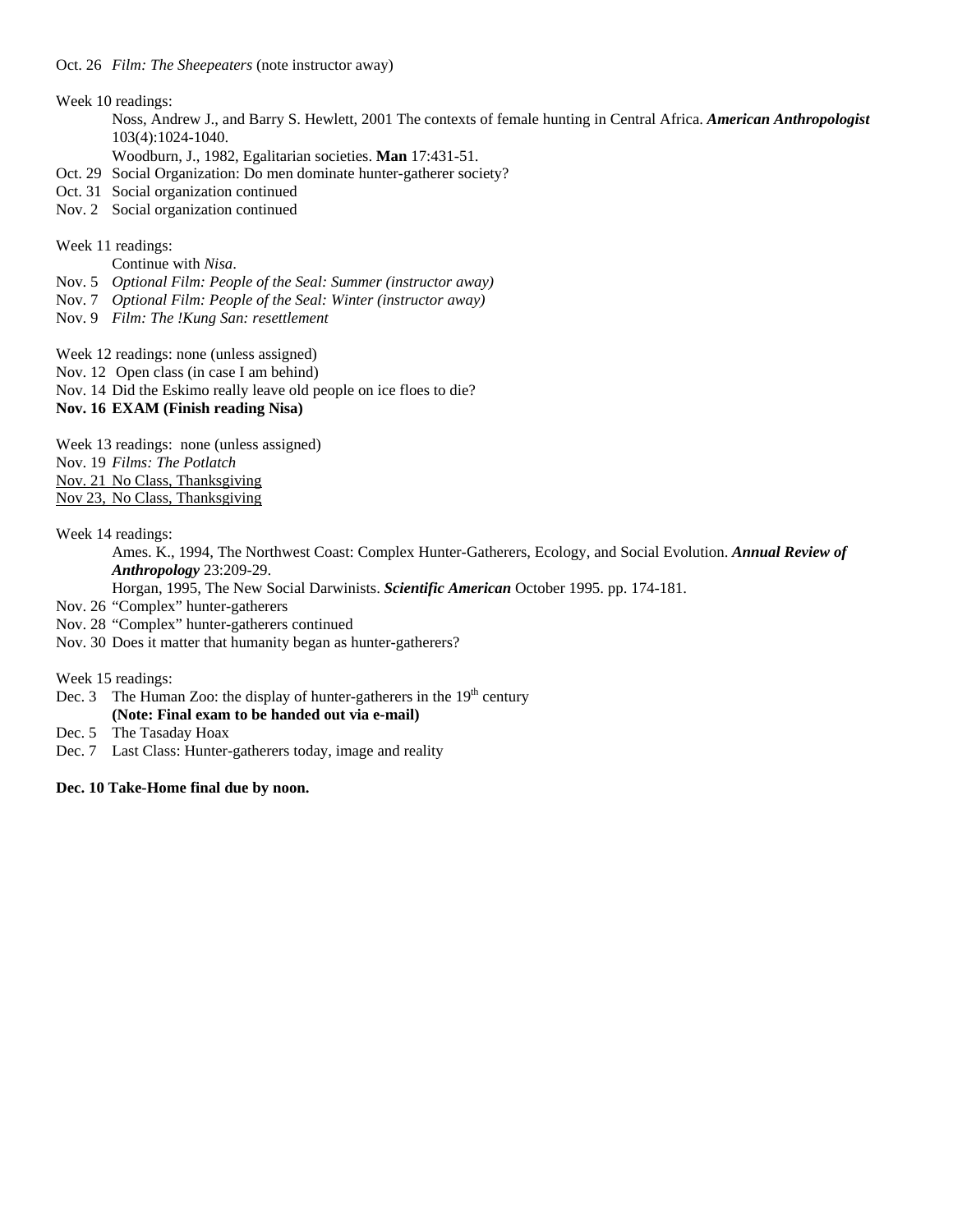Oct. 26 *Film: The Sheepeaters* (note instructor away)

Week 10 readings:

Noss, Andrew J., and Barry S. Hewlett, 2001 The contexts of female hunting in Central Africa. ***American Anthropologist*** 103(4):1024-1040.

Woodburn, J., 1982, Egalitarian societies. **Man** 17:431-51.

Oct. 29 Social Organization: Do men dominate hunter-gatherer society?
Oct. 31 Social organization continued
Nov. 2 Social organization continued

Week 11 readings:

Continue with *Nisa*.

Nov. 5 *Optional Film: People of the Seal: Summer (instructor away)*
Nov. 7 *Optional Film: People of the Seal: Winter (instructor away)*
Nov. 9 *Film: The !Kung San: resettlement*

Week 12 readings: none (unless assigned)
Nov. 12 Open class (in case I am behind)
Nov. 14 Did the Eskimo really leave old people on ice floes to die?
**Nov. 16 EXAM (Finish reading Nisa)**

Week 13 readings: none (unless assigned)
Nov. 19 *Films: The Potlatch*
Nov. 21 No Class, Thanksgiving
Nov 23, No Class, Thanksgiving

Week 14 readings:

Ames. K., 1994, The Northwest Coast: Complex Hunter-Gatherers, Ecology, and Social Evolution. ***Annual Review of Anthropology*** 23:209-29.

Horgan, 1995, The New Social Darwinists. ***Scientific American*** October 1995. pp. 174-181.

Nov. 26 "Complex" hunter-gatherers
Nov. 28 "Complex" hunter-gatherers continued
Nov. 30 Does it matter that humanity began as hunter-gatherers?

Week 15 readings:

Dec. 3 The Human Zoo: the display of hunter-gatherers in the 19th century
**(Note: Final exam to be handed out via e-mail)**
Dec. 5 The Tasaday Hoax
Dec. 7 Last Class: Hunter-gatherers today, image and reality

**Dec. 10 Take-Home final due by noon.**